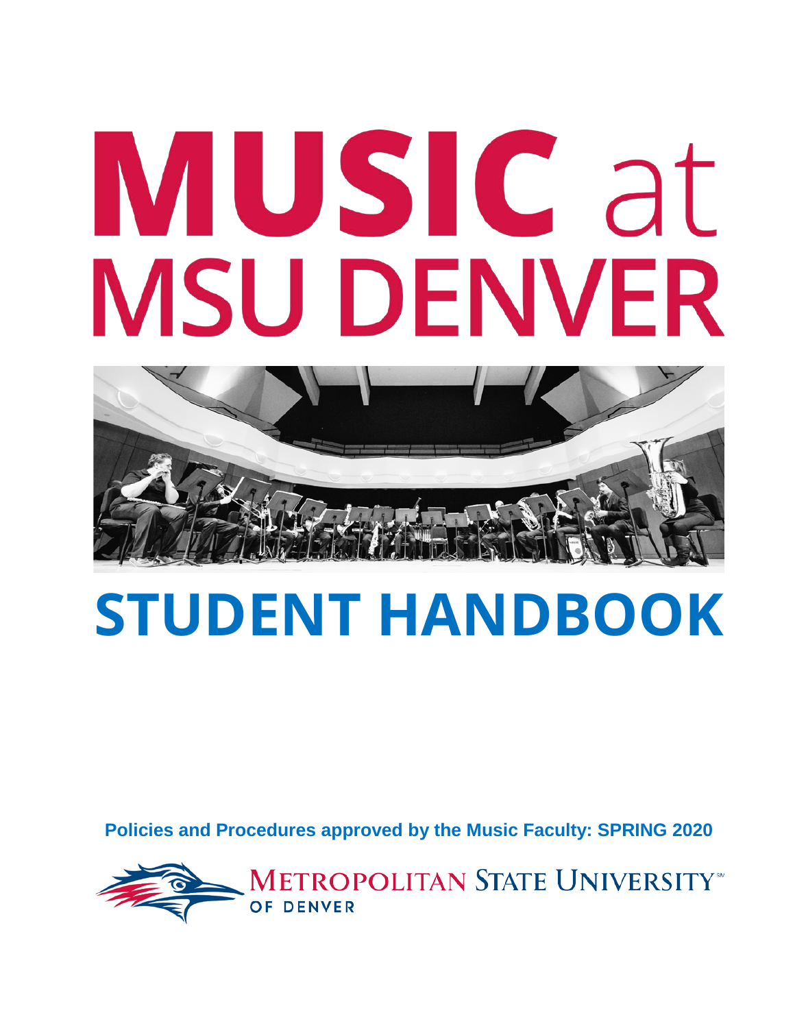# MUSIC at MSU DENVER

# STUDENT HANDBOOK

**Policies and Procedures approved by the Music Faculty: SPRING 2020**

METROPOLITAN STATE UNIVERSITY OF DENVER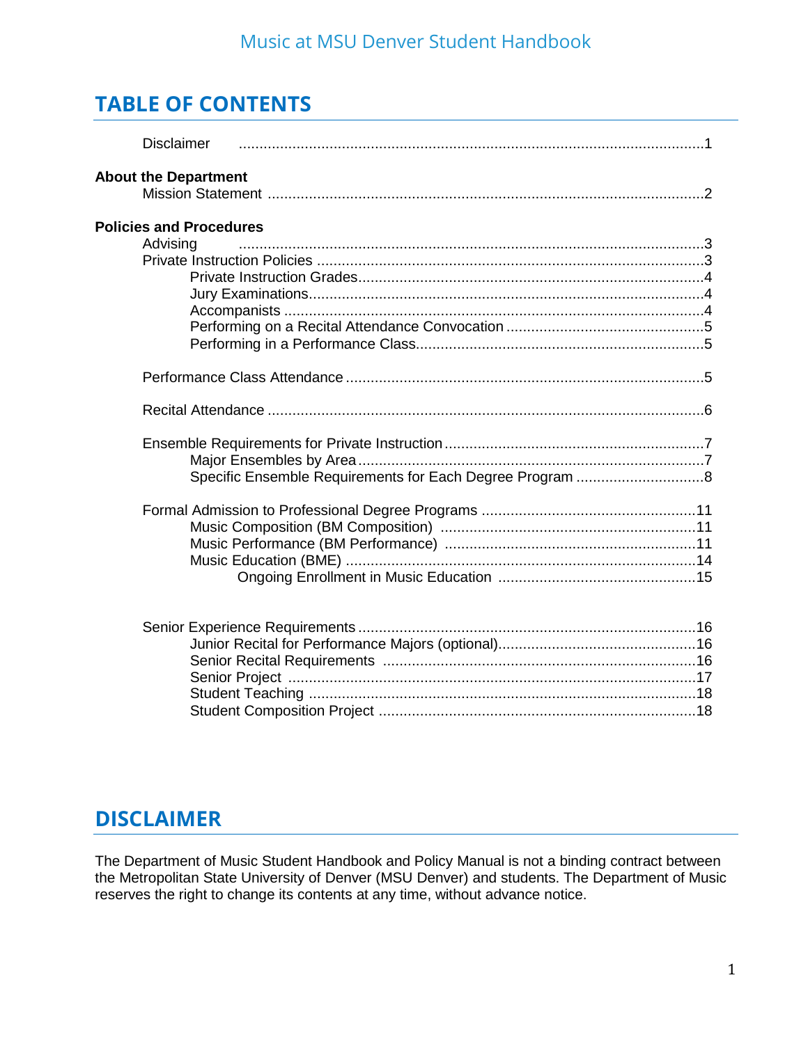## TABLE OF CONTENTS

Disclaimer ....................................................................................................1

**About the Department**

Mission Statement .........................................................................................2

**Policies and Procedures**

Advising ...........................................................................................................3

Private Instruction Policies .............................................................................3

- Private Instruction Grades......................................................................4
- Jury Examinations..................................................................................4
- Accompanists ........................................................................................4
- Performing on a Recital Attendance Convocation ...................................5
- Performing in a Performance Class........................................................5

Performance Class Attendance ......................................................................5

Recital Attendance .........................................................................................6

Ensemble Requirements for Private Instruction ..............................................7

- Major Ensembles by Area ......................................................................7
- Specific Ensemble Requirements for Each Degree Program ..................8

Formal Admission to Professional Degree Programs .....................................11

- Music Composition (BM Composition) ...................................................11
- Music Performance (BM Performance) ...................................................11
- Music Education (BME) .........................................................................14
  - Ongoing Enrollment in Music Education ............................................15

Senior Experience Requirements ..................................................................16

- Junior Recital for Performance Majors (optional)....................................16
- Senior Recital Requirements .................................................................16
- Senior Project ........................................................................................17
- Student Teaching ..................................................................................18
- Student Composition Project ..................................................................18

## DISCLAIMER

The Department of Music Student Handbook and Policy Manual is not a binding contract between the Metropolitan State University of Denver (MSU Denver) and students. The Department of Music reserves the right to change its contents at any time, without advance notice.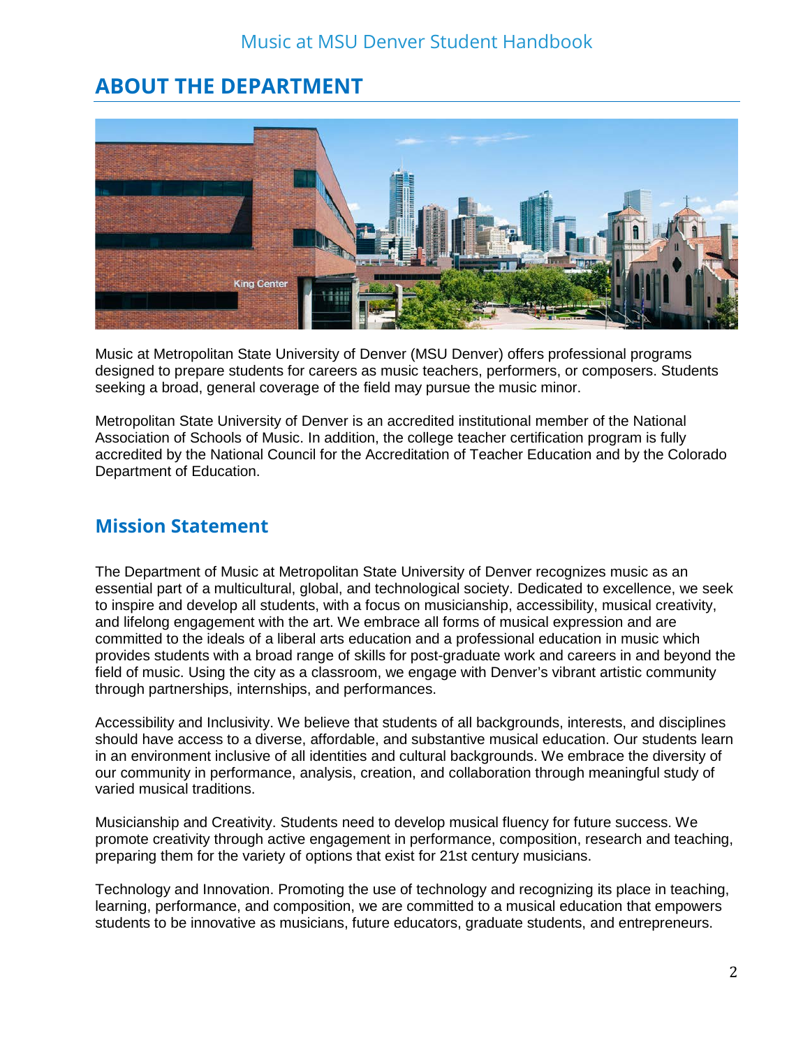# ABOUT THE DEPARTMENT

Music at Metropolitan State University of Denver (MSU Denver) offers professional programs designed to prepare students for careers as music teachers, performers, or composers. Students seeking a broad, general coverage of the field may pursue the music minor.

Metropolitan State University of Denver is an accredited institutional member of the National Association of Schools of Music. In addition, the college teacher certification program is fully accredited by the National Council for the Accreditation of Teacher Education and by the Colorado Department of Education.

## Mission Statement

The Department of Music at Metropolitan State University of Denver recognizes music as an essential part of a multicultural, global, and technological society. Dedicated to excellence, we seek to inspire and develop all students, with a focus on musicianship, accessibility, musical creativity, and lifelong engagement with the art. We embrace all forms of musical expression and are committed to the ideals of a liberal arts education and a professional education in music which provides students with a broad range of skills for post-graduate work and careers in and beyond the field of music. Using the city as a classroom, we engage with Denver's vibrant artistic community through partnerships, internships, and performances.

Accessibility and Inclusivity. We believe that students of all backgrounds, interests, and disciplines should have access to a diverse, affordable, and substantive musical education. Our students learn in an environment inclusive of all identities and cultural backgrounds. We embrace the diversity of our community in performance, analysis, creation, and collaboration through meaningful study of varied musical traditions.

Musicianship and Creativity. Students need to develop musical fluency for future success. We promote creativity through active engagement in performance, composition, research and teaching, preparing them for the variety of options that exist for 21st century musicians.

Technology and Innovation. Promoting the use of technology and recognizing its place in teaching, learning, performance, and composition, we are committed to a musical education that empowers students to be innovative as musicians, future educators, graduate students, and entrepreneurs.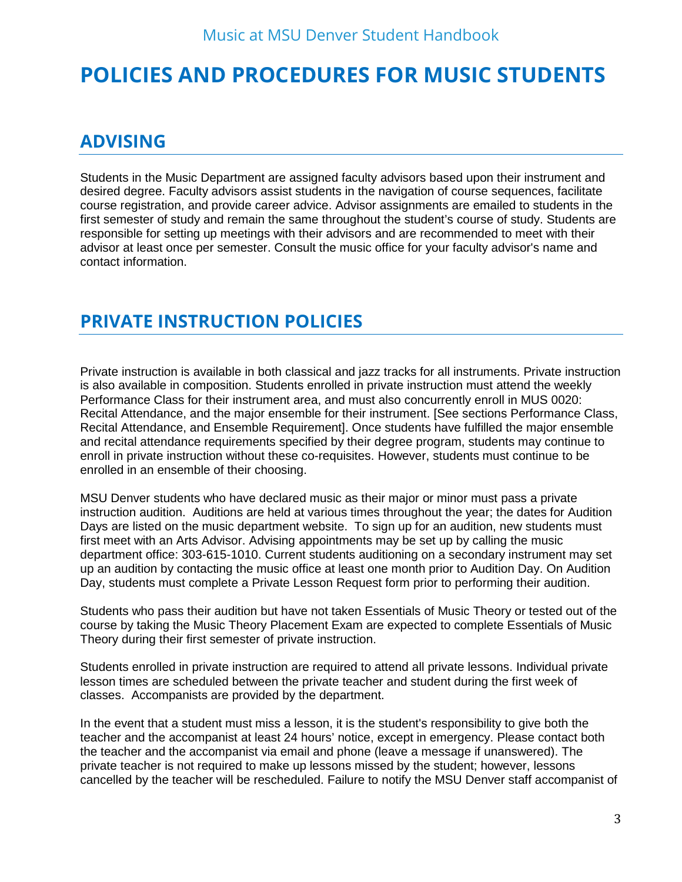# POLICIES AND PROCEDURES FOR MUSIC STUDENTS

## ADVISING

Students in the Music Department are assigned faculty advisors based upon their instrument and desired degree. Faculty advisors assist students in the navigation of course sequences, facilitate course registration, and provide career advice. Advisor assignments are emailed to students in the first semester of study and remain the same throughout the student's course of study. Students are responsible for setting up meetings with their advisors and are recommended to meet with their advisor at least once per semester. Consult the music office for your faculty advisor's name and contact information.

## PRIVATE INSTRUCTION POLICIES

Private instruction is available in both classical and jazz tracks for all instruments. Private instruction is also available in composition. Students enrolled in private instruction must attend the weekly Performance Class for their instrument area, and must also concurrently enroll in MUS 0020: Recital Attendance, and the major ensemble for their instrument. [See sections Performance Class, Recital Attendance, and Ensemble Requirement]. Once students have fulfilled the major ensemble and recital attendance requirements specified by their degree program, students may continue to enroll in private instruction without these co-requisites. However, students must continue to be enrolled in an ensemble of their choosing.

MSU Denver students who have declared music as their major or minor must pass a private instruction audition. Auditions are held at various times throughout the year; the dates for Audition Days are listed on the music department website. To sign up for an audition, new students must first meet with an Arts Advisor. Advising appointments may be set up by calling the music department office: 303-615-1010. Current students auditioning on a secondary instrument may set up an audition by contacting the music office at least one month prior to Audition Day. On Audition Day, students must complete a Private Lesson Request form prior to performing their audition.

Students who pass their audition but have not taken Essentials of Music Theory or tested out of the course by taking the Music Theory Placement Exam are expected to complete Essentials of Music Theory during their first semester of private instruction.

Students enrolled in private instruction are required to attend all private lessons. Individual private lesson times are scheduled between the private teacher and student during the first week of classes. Accompanists are provided by the department.

In the event that a student must miss a lesson, it is the student's responsibility to give both the teacher and the accompanist at least 24 hours' notice, except in emergency. Please contact both the teacher and the accompanist via email and phone (leave a message if unanswered). The private teacher is not required to make up lessons missed by the student; however, lessons cancelled by the teacher will be rescheduled. Failure to notify the MSU Denver staff accompanist of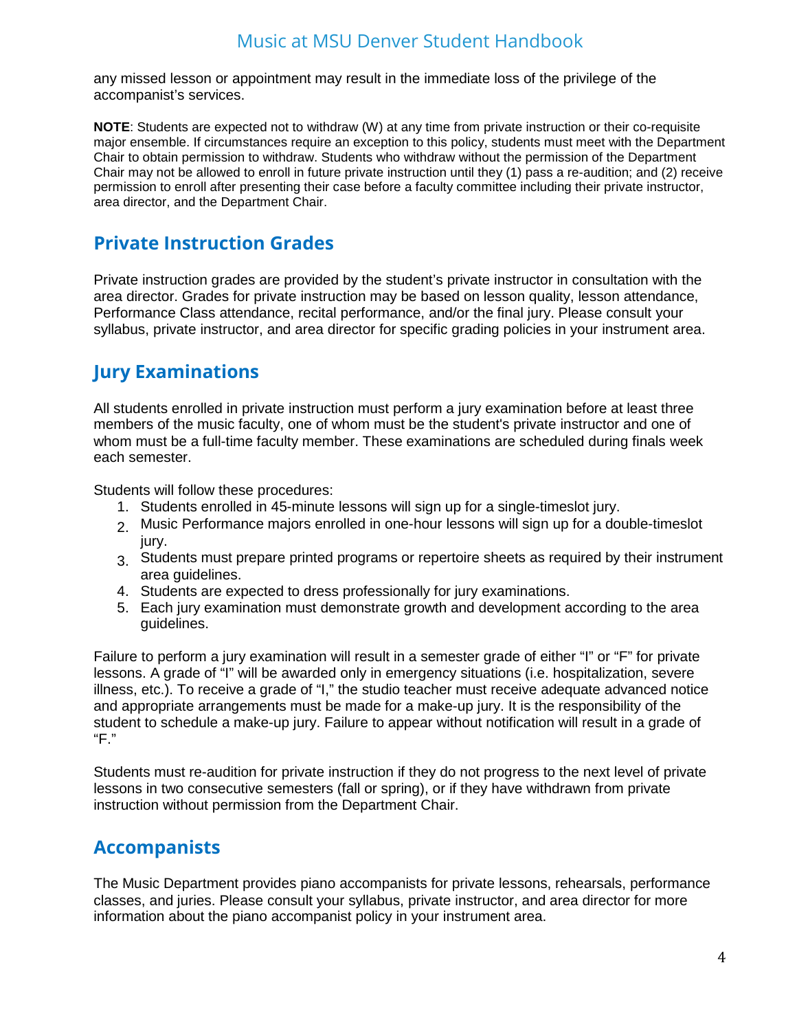any missed lesson or appointment may result in the immediate loss of the privilege of the accompanist's services.

**NOTE**: Students are expected not to withdraw (W) at any time from private instruction or their co-requisite major ensemble. If circumstances require an exception to this policy, students must meet with the Department Chair to obtain permission to withdraw. Students who withdraw without the permission of the Department Chair may not be allowed to enroll in future private instruction until they (1) pass a re-audition; and (2) receive permission to enroll after presenting their case before a faculty committee including their private instructor, area director, and the Department Chair.

## Private Instruction Grades

Private instruction grades are provided by the student's private instructor in consultation with the area director. Grades for private instruction may be based on lesson quality, lesson attendance, Performance Class attendance, recital performance, and/or the final jury. Please consult your syllabus, private instructor, and area director for specific grading policies in your instrument area.

## Jury Examinations

All students enrolled in private instruction must perform a jury examination before at least three members of the music faculty, one of whom must be the student's private instructor and one of whom must be a full-time faculty member. These examinations are scheduled during finals week each semester.

Students will follow these procedures:

1. Students enrolled in 45-minute lessons will sign up for a single-timeslot jury.
2. Music Performance majors enrolled in one-hour lessons will sign up for a double-timeslot jury.
3. Students must prepare printed programs or repertoire sheets as required by their instrument area guidelines.
4. Students are expected to dress professionally for jury examinations.
5. Each jury examination must demonstrate growth and development according to the area guidelines.

Failure to perform a jury examination will result in a semester grade of either "I" or "F" for private lessons. A grade of "I" will be awarded only in emergency situations (i.e. hospitalization, severe illness, etc.). To receive a grade of "I," the studio teacher must receive adequate advanced notice and appropriate arrangements must be made for a make-up jury. It is the responsibility of the student to schedule a make-up jury. Failure to appear without notification will result in a grade of "F."

Students must re-audition for private instruction if they do not progress to the next level of private lessons in two consecutive semesters (fall or spring), or if they have withdrawn from private instruction without permission from the Department Chair.

## Accompanists

The Music Department provides piano accompanists for private lessons, rehearsals, performance classes, and juries. Please consult your syllabus, private instructor, and area director for more information about the piano accompanist policy in your instrument area.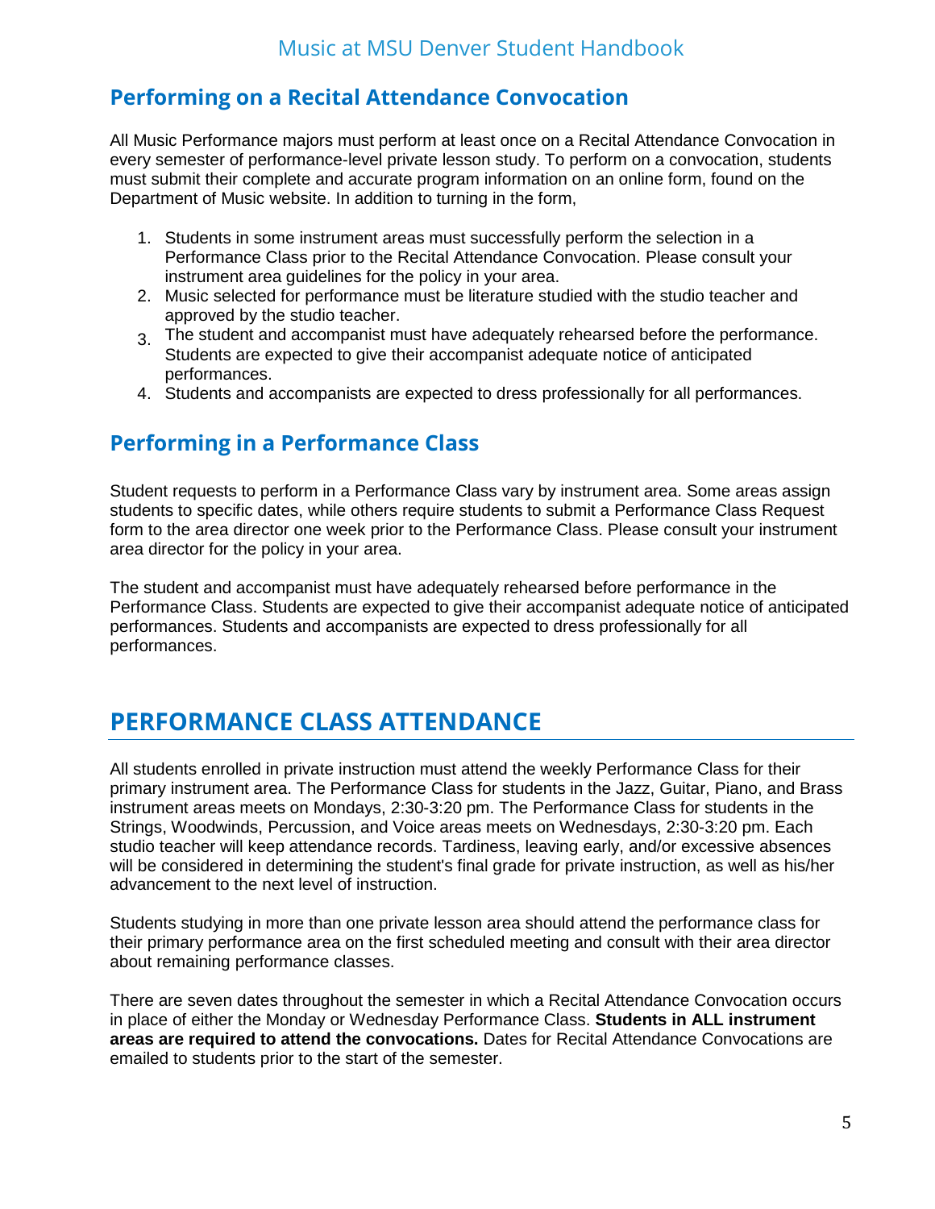## Performing on a Recital Attendance Convocation

All Music Performance majors must perform at least once on a Recital Attendance Convocation in every semester of performance-level private lesson study. To perform on a convocation, students must submit their complete and accurate program information on an online form, found on the Department of Music website. In addition to turning in the form,

1. Students in some instrument areas must successfully perform the selection in a Performance Class prior to the Recital Attendance Convocation. Please consult your instrument area guidelines for the policy in your area.
2. Music selected for performance must be literature studied with the studio teacher and approved by the studio teacher.
3. The student and accompanist must have adequately rehearsed before the performance. Students are expected to give their accompanist adequate notice of anticipated performances.
4. Students and accompanists are expected to dress professionally for all performances.

## Performing in a Performance Class

Student requests to perform in a Performance Class vary by instrument area. Some areas assign students to specific dates, while others require students to submit a Performance Class Request form to the area director one week prior to the Performance Class. Please consult your instrument area director for the policy in your area.

The student and accompanist must have adequately rehearsed before performance in the Performance Class. Students are expected to give their accompanist adequate notice of anticipated performances. Students and accompanists are expected to dress professionally for all performances.

# PERFORMANCE CLASS ATTENDANCE

All students enrolled in private instruction must attend the weekly Performance Class for their primary instrument area. The Performance Class for students in the Jazz, Guitar, Piano, and Brass instrument areas meets on Mondays, 2:30-3:20 pm. The Performance Class for students in the Strings, Woodwinds, Percussion, and Voice areas meets on Wednesdays, 2:30-3:20 pm. Each studio teacher will keep attendance records. Tardiness, leaving early, and/or excessive absences will be considered in determining the student's final grade for private instruction, as well as his/her advancement to the next level of instruction.

Students studying in more than one private lesson area should attend the performance class for their primary performance area on the first scheduled meeting and consult with their area director about remaining performance classes.

There are seven dates throughout the semester in which a Recital Attendance Convocation occurs in place of either the Monday or Wednesday Performance Class. **Students in ALL instrument areas are required to attend the convocations.** Dates for Recital Attendance Convocations are emailed to students prior to the start of the semester.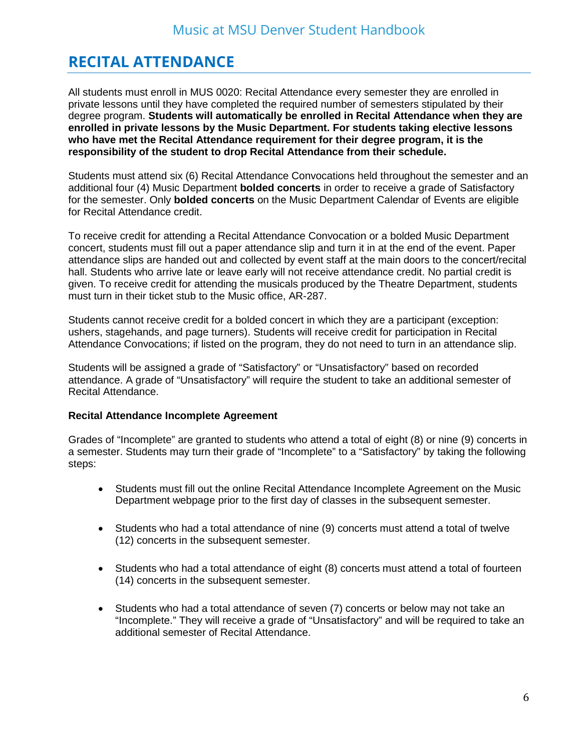## RECITAL ATTENDANCE

All students must enroll in MUS 0020: Recital Attendance every semester they are enrolled in private lessons until they have completed the required number of semesters stipulated by their degree program. **Students will automatically be enrolled in Recital Attendance when they are enrolled in private lessons by the Music Department. For students taking elective lessons who have met the Recital Attendance requirement for their degree program, it is the responsibility of the student to drop Recital Attendance from their schedule.**

Students must attend six (6) Recital Attendance Convocations held throughout the semester and an additional four (4) Music Department **bolded concerts** in order to receive a grade of Satisfactory for the semester. Only **bolded concerts** on the Music Department Calendar of Events are eligible for Recital Attendance credit.

To receive credit for attending a Recital Attendance Convocation or a bolded Music Department concert, students must fill out a paper attendance slip and turn it in at the end of the event. Paper attendance slips are handed out and collected by event staff at the main doors to the concert/recital hall. Students who arrive late or leave early will not receive attendance credit. No partial credit is given. To receive credit for attending the musicals produced by the Theatre Department, students must turn in their ticket stub to the Music office, AR-287.

Students cannot receive credit for a bolded concert in which they are a participant (exception: ushers, stagehands, and page turners). Students will receive credit for participation in Recital Attendance Convocations; if listed on the program, they do not need to turn in an attendance slip.

Students will be assigned a grade of "Satisfactory" or "Unsatisfactory" based on recorded attendance. A grade of "Unsatisfactory" will require the student to take an additional semester of Recital Attendance.

**Recital Attendance Incomplete Agreement**

Grades of "Incomplete" are granted to students who attend a total of eight (8) or nine (9) concerts in a semester. Students may turn their grade of "Incomplete" to a "Satisfactory" by taking the following steps:

- Students must fill out the online Recital Attendance Incomplete Agreement on the Music Department webpage prior to the first day of classes in the subsequent semester.
- Students who had a total attendance of nine (9) concerts must attend a total of twelve (12) concerts in the subsequent semester.
- Students who had a total attendance of eight (8) concerts must attend a total of fourteen (14) concerts in the subsequent semester.
- Students who had a total attendance of seven (7) concerts or below may not take an "Incomplete." They will receive a grade of "Unsatisfactory" and will be required to take an additional semester of Recital Attendance.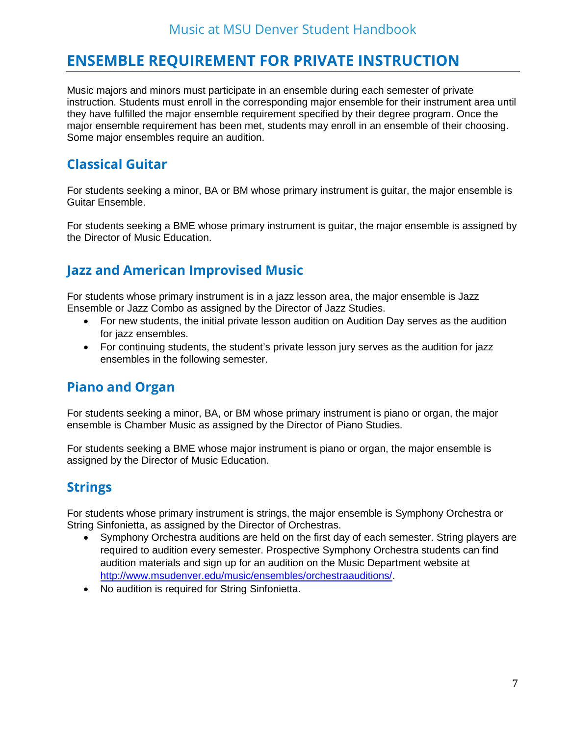## ENSEMBLE REQUIREMENT FOR PRIVATE INSTRUCTION

Music majors and minors must participate in an ensemble during each semester of private instruction. Students must enroll in the corresponding major ensemble for their instrument area until they have fulfilled the major ensemble requirement specified by their degree program. Once the major ensemble requirement has been met, students may enroll in an ensemble of their choosing. Some major ensembles require an audition.

### Classical Guitar

For students seeking a minor, BA or BM whose primary instrument is guitar, the major ensemble is Guitar Ensemble.

For students seeking a BME whose primary instrument is guitar, the major ensemble is assigned by the Director of Music Education.

### Jazz and American Improvised Music

For students whose primary instrument is in a jazz lesson area, the major ensemble is Jazz Ensemble or Jazz Combo as assigned by the Director of Jazz Studies.

- For new students, the initial private lesson audition on Audition Day serves as the audition for jazz ensembles.
- For continuing students, the student's private lesson jury serves as the audition for jazz ensembles in the following semester.

### Piano and Organ

For students seeking a minor, BA, or BM whose primary instrument is piano or organ, the major ensemble is Chamber Music as assigned by the Director of Piano Studies.

For students seeking a BME whose major instrument is piano or organ, the major ensemble is assigned by the Director of Music Education.

### Strings

For students whose primary instrument is strings, the major ensemble is Symphony Orchestra or String Sinfonietta, as assigned by the Director of Orchestras.

- Symphony Orchestra auditions are held on the first day of each semester. String players are required to audition every semester. Prospective Symphony Orchestra students can find audition materials and sign up for an audition on the Music Department website at http://www.msudenver.edu/music/ensembles/orchestraauditions/.
- No audition is required for String Sinfonietta.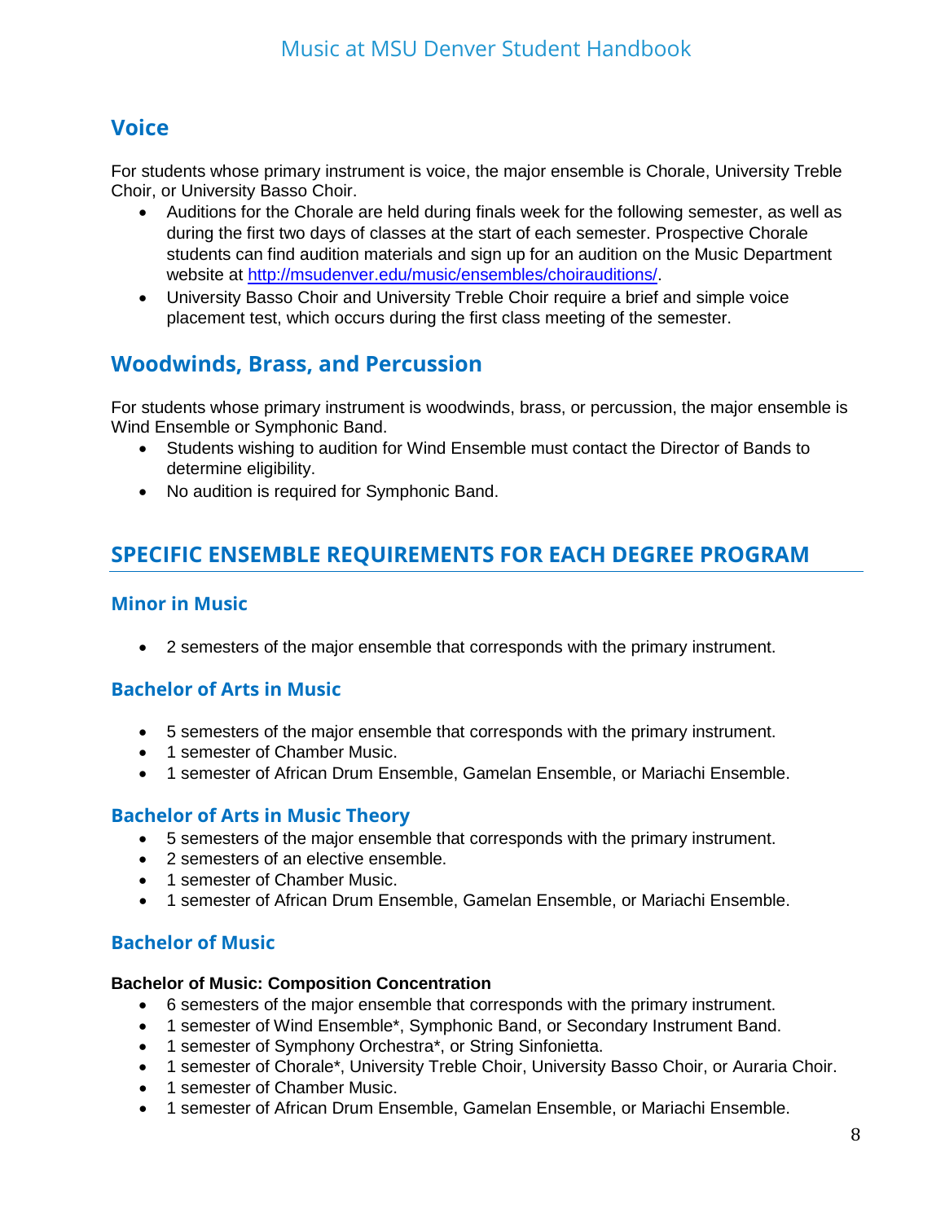## Voice

For students whose primary instrument is voice, the major ensemble is Chorale, University Treble Choir, or University Basso Choir.

- Auditions for the Chorale are held during finals week for the following semester, as well as during the first two days of classes at the start of each semester. Prospective Chorale students can find audition materials and sign up for an audition on the Music Department website at http://msudenver.edu/music/ensembles/choirauditions/.
- University Basso Choir and University Treble Choir require a brief and simple voice placement test, which occurs during the first class meeting of the semester.

## Woodwinds, Brass, and Percussion

For students whose primary instrument is woodwinds, brass, or percussion, the major ensemble is Wind Ensemble or Symphonic Band.

- Students wishing to audition for Wind Ensemble must contact the Director of Bands to determine eligibility.
- No audition is required for Symphonic Band.

# SPECIFIC ENSEMBLE REQUIREMENTS FOR EACH DEGREE PROGRAM

## Minor in Music

- 2 semesters of the major ensemble that corresponds with the primary instrument.

## Bachelor of Arts in Music

- 5 semesters of the major ensemble that corresponds with the primary instrument.
- 1 semester of Chamber Music.
- 1 semester of African Drum Ensemble, Gamelan Ensemble, or Mariachi Ensemble.

## Bachelor of Arts in Music Theory

- 5 semesters of the major ensemble that corresponds with the primary instrument.
- 2 semesters of an elective ensemble.
- 1 semester of Chamber Music.
- 1 semester of African Drum Ensemble, Gamelan Ensemble, or Mariachi Ensemble.

## Bachelor of Music

**Bachelor of Music: Composition Concentration**

- 6 semesters of the major ensemble that corresponds with the primary instrument.
- 1 semester of Wind Ensemble*, Symphonic Band, or Secondary Instrument Band.
- 1 semester of Symphony Orchestra*, or String Sinfonietta.
- 1 semester of Chorale*, University Treble Choir, University Basso Choir, or Auraria Choir.
- 1 semester of Chamber Music.
- 1 semester of African Drum Ensemble, Gamelan Ensemble, or Mariachi Ensemble.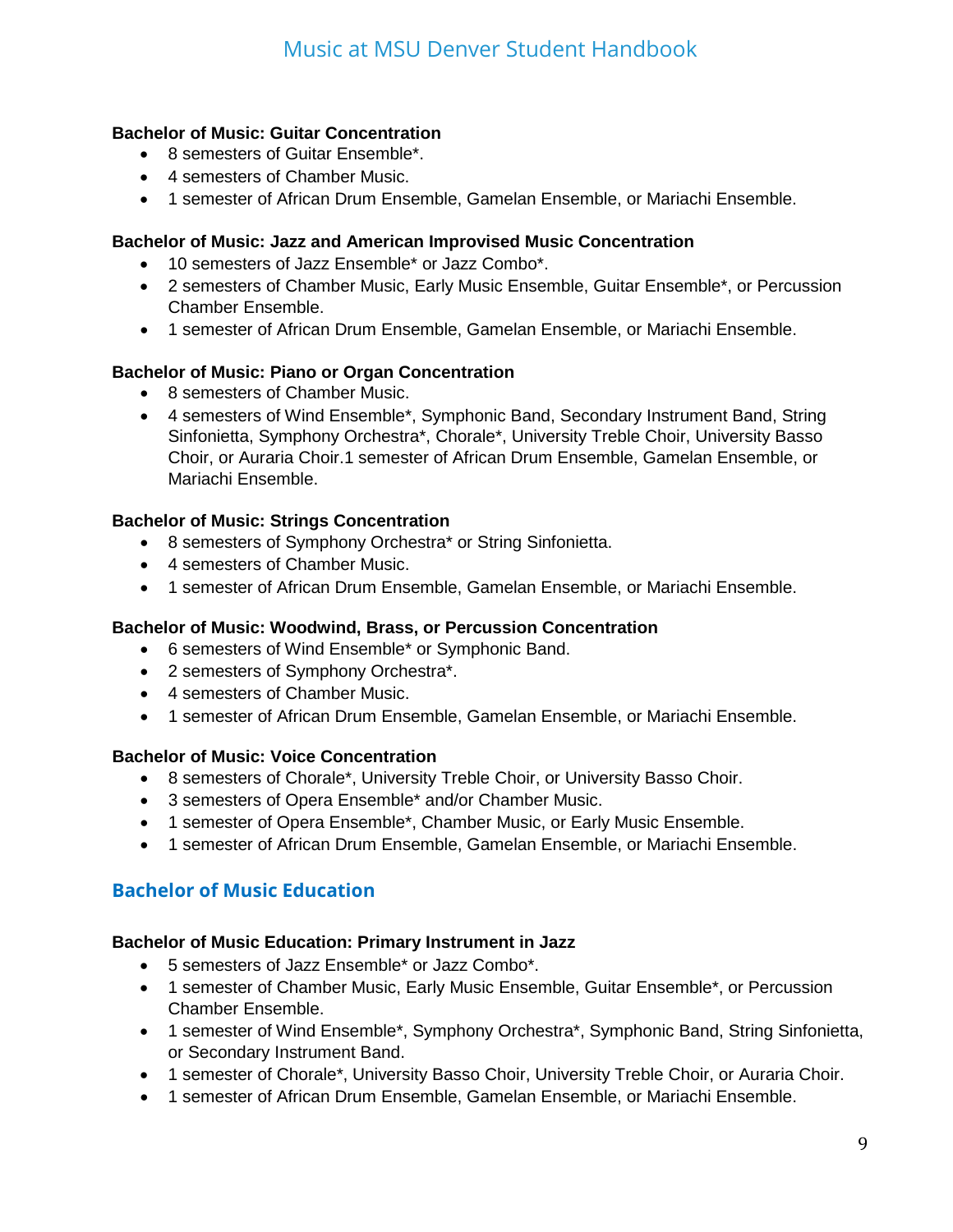**Bachelor of Music: Guitar Concentration**

- 8 semesters of Guitar Ensemble*.
- 4 semesters of Chamber Music.
- 1 semester of African Drum Ensemble, Gamelan Ensemble, or Mariachi Ensemble.

**Bachelor of Music: Jazz and American Improvised Music Concentration**

- 10 semesters of Jazz Ensemble* or Jazz Combo*.
- 2 semesters of Chamber Music, Early Music Ensemble, Guitar Ensemble*, or Percussion Chamber Ensemble.
- 1 semester of African Drum Ensemble, Gamelan Ensemble, or Mariachi Ensemble.

**Bachelor of Music: Piano or Organ Concentration**

- 8 semesters of Chamber Music.
- 4 semesters of Wind Ensemble*, Symphonic Band, Secondary Instrument Band, String Sinfonietta, Symphony Orchestra*, Chorale*, University Treble Choir, University Basso Choir, or Auraria Choir.1 semester of African Drum Ensemble, Gamelan Ensemble, or Mariachi Ensemble.

**Bachelor of Music: Strings Concentration**

- 8 semesters of Symphony Orchestra* or String Sinfonietta.
- 4 semesters of Chamber Music.
- 1 semester of African Drum Ensemble, Gamelan Ensemble, or Mariachi Ensemble.

**Bachelor of Music: Woodwind, Brass, or Percussion Concentration**

- 6 semesters of Wind Ensemble* or Symphonic Band.
- 2 semesters of Symphony Orchestra*.
- 4 semesters of Chamber Music.
- 1 semester of African Drum Ensemble, Gamelan Ensemble, or Mariachi Ensemble.

**Bachelor of Music: Voice Concentration**

- 8 semesters of Chorale*, University Treble Choir, or University Basso Choir.
- 3 semesters of Opera Ensemble* and/or Chamber Music.
- 1 semester of Opera Ensemble*, Chamber Music, or Early Music Ensemble.
- 1 semester of African Drum Ensemble, Gamelan Ensemble, or Mariachi Ensemble.

## Bachelor of Music Education

**Bachelor of Music Education: Primary Instrument in Jazz**

- 5 semesters of Jazz Ensemble* or Jazz Combo*.
- 1 semester of Chamber Music, Early Music Ensemble, Guitar Ensemble*, or Percussion Chamber Ensemble.
- 1 semester of Wind Ensemble*, Symphony Orchestra*, Symphonic Band, String Sinfonietta, or Secondary Instrument Band.
- 1 semester of Chorale*, University Basso Choir, University Treble Choir, or Auraria Choir.
- 1 semester of African Drum Ensemble, Gamelan Ensemble, or Mariachi Ensemble.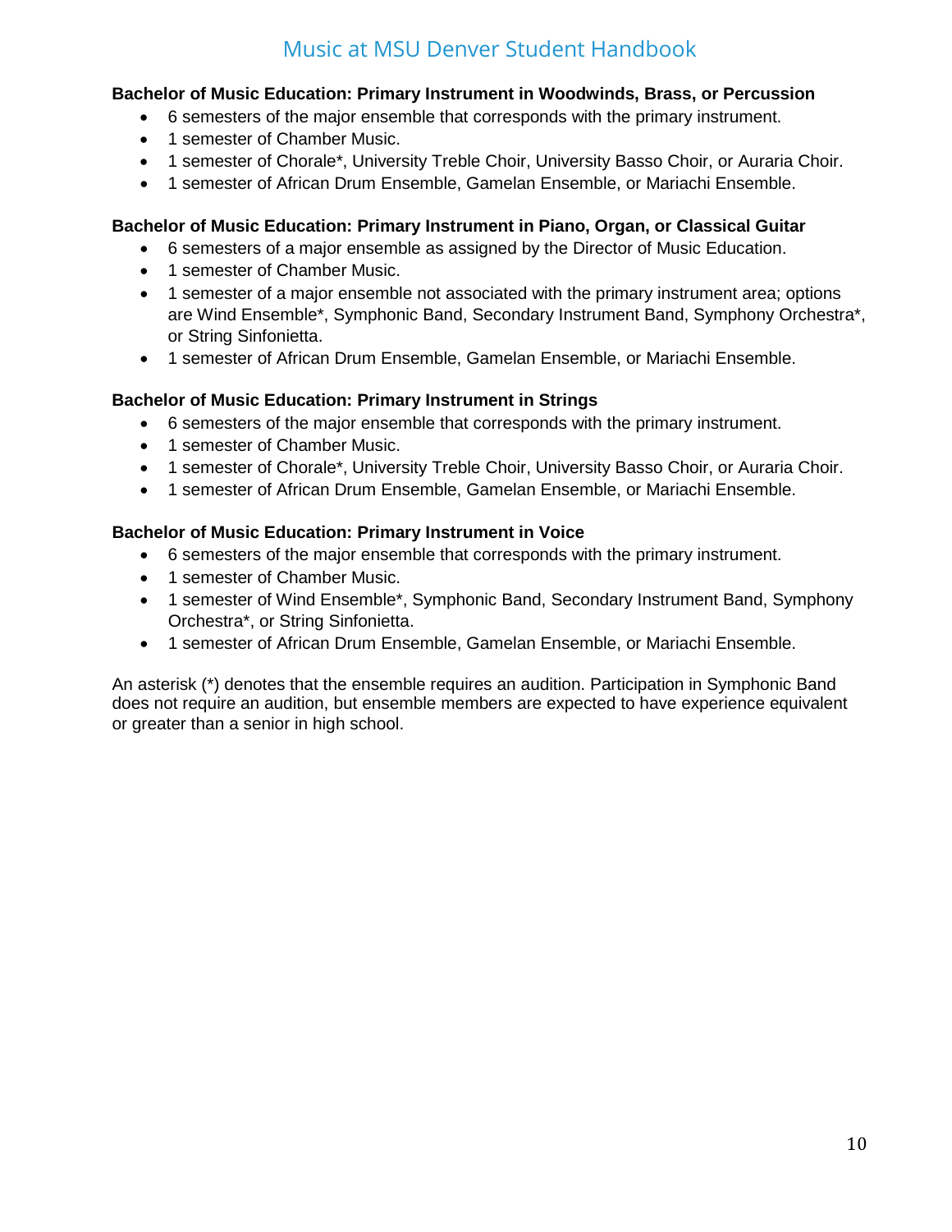**Bachelor of Music Education: Primary Instrument in Woodwinds, Brass, or Percussion**

- 6 semesters of the major ensemble that corresponds with the primary instrument.
- 1 semester of Chamber Music.
- 1 semester of Chorale*, University Treble Choir, University Basso Choir, or Auraria Choir.
- 1 semester of African Drum Ensemble, Gamelan Ensemble, or Mariachi Ensemble.

**Bachelor of Music Education: Primary Instrument in Piano, Organ, or Classical Guitar**

- 6 semesters of a major ensemble as assigned by the Director of Music Education.
- 1 semester of Chamber Music.
- 1 semester of a major ensemble not associated with the primary instrument area; options are Wind Ensemble*, Symphonic Band, Secondary Instrument Band, Symphony Orchestra*, or String Sinfonietta.
- 1 semester of African Drum Ensemble, Gamelan Ensemble, or Mariachi Ensemble.

**Bachelor of Music Education: Primary Instrument in Strings**

- 6 semesters of the major ensemble that corresponds with the primary instrument.
- 1 semester of Chamber Music.
- 1 semester of Chorale*, University Treble Choir, University Basso Choir, or Auraria Choir.
- 1 semester of African Drum Ensemble, Gamelan Ensemble, or Mariachi Ensemble.

**Bachelor of Music Education: Primary Instrument in Voice**

- 6 semesters of the major ensemble that corresponds with the primary instrument.
- 1 semester of Chamber Music.
- 1 semester of Wind Ensemble*, Symphonic Band, Secondary Instrument Band, Symphony Orchestra*, or String Sinfonietta.
- 1 semester of African Drum Ensemble, Gamelan Ensemble, or Mariachi Ensemble.

An asterisk (*) denotes that the ensemble requires an audition. Participation in Symphonic Band does not require an audition, but ensemble members are expected to have experience equivalent or greater than a senior in high school.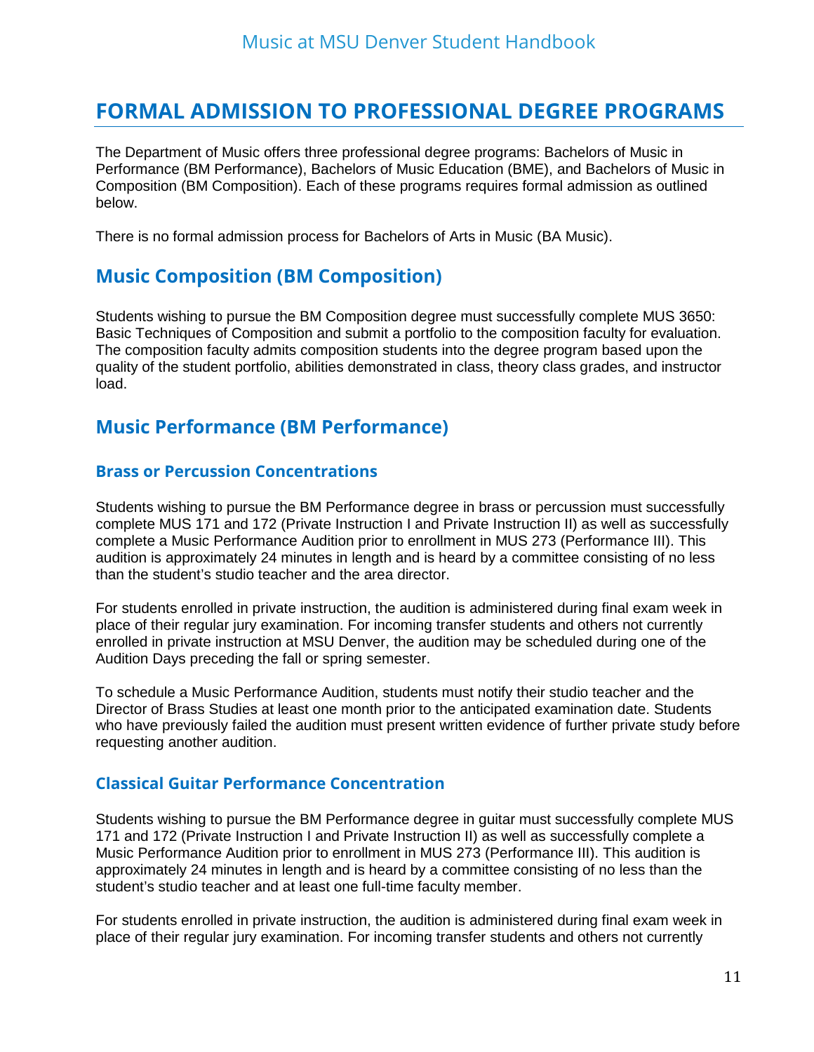# FORMAL ADMISSION TO PROFESSIONAL DEGREE PROGRAMS

The Department of Music offers three professional degree programs: Bachelors of Music in Performance (BM Performance), Bachelors of Music Education (BME), and Bachelors of Music in Composition (BM Composition). Each of these programs requires formal admission as outlined below.

There is no formal admission process for Bachelors of Arts in Music (BA Music).

## Music Composition (BM Composition)

Students wishing to pursue the BM Composition degree must successfully complete MUS 3650: Basic Techniques of Composition and submit a portfolio to the composition faculty for evaluation. The composition faculty admits composition students into the degree program based upon the quality of the student portfolio, abilities demonstrated in class, theory class grades, and instructor load.

## Music Performance (BM Performance)

### Brass or Percussion Concentrations

Students wishing to pursue the BM Performance degree in brass or percussion must successfully complete MUS 171 and 172 (Private Instruction I and Private Instruction II) as well as successfully complete a Music Performance Audition prior to enrollment in MUS 273 (Performance III). This audition is approximately 24 minutes in length and is heard by a committee consisting of no less than the student's studio teacher and the area director.

For students enrolled in private instruction, the audition is administered during final exam week in place of their regular jury examination. For incoming transfer students and others not currently enrolled in private instruction at MSU Denver, the audition may be scheduled during one of the Audition Days preceding the fall or spring semester.

To schedule a Music Performance Audition, students must notify their studio teacher and the Director of Brass Studies at least one month prior to the anticipated examination date. Students who have previously failed the audition must present written evidence of further private study before requesting another audition.

### Classical Guitar Performance Concentration

Students wishing to pursue the BM Performance degree in guitar must successfully complete MUS 171 and 172 (Private Instruction I and Private Instruction II) as well as successfully complete a Music Performance Audition prior to enrollment in MUS 273 (Performance III). This audition is approximately 24 minutes in length and is heard by a committee consisting of no less than the student's studio teacher and at least one full-time faculty member.

For students enrolled in private instruction, the audition is administered during final exam week in place of their regular jury examination. For incoming transfer students and others not currently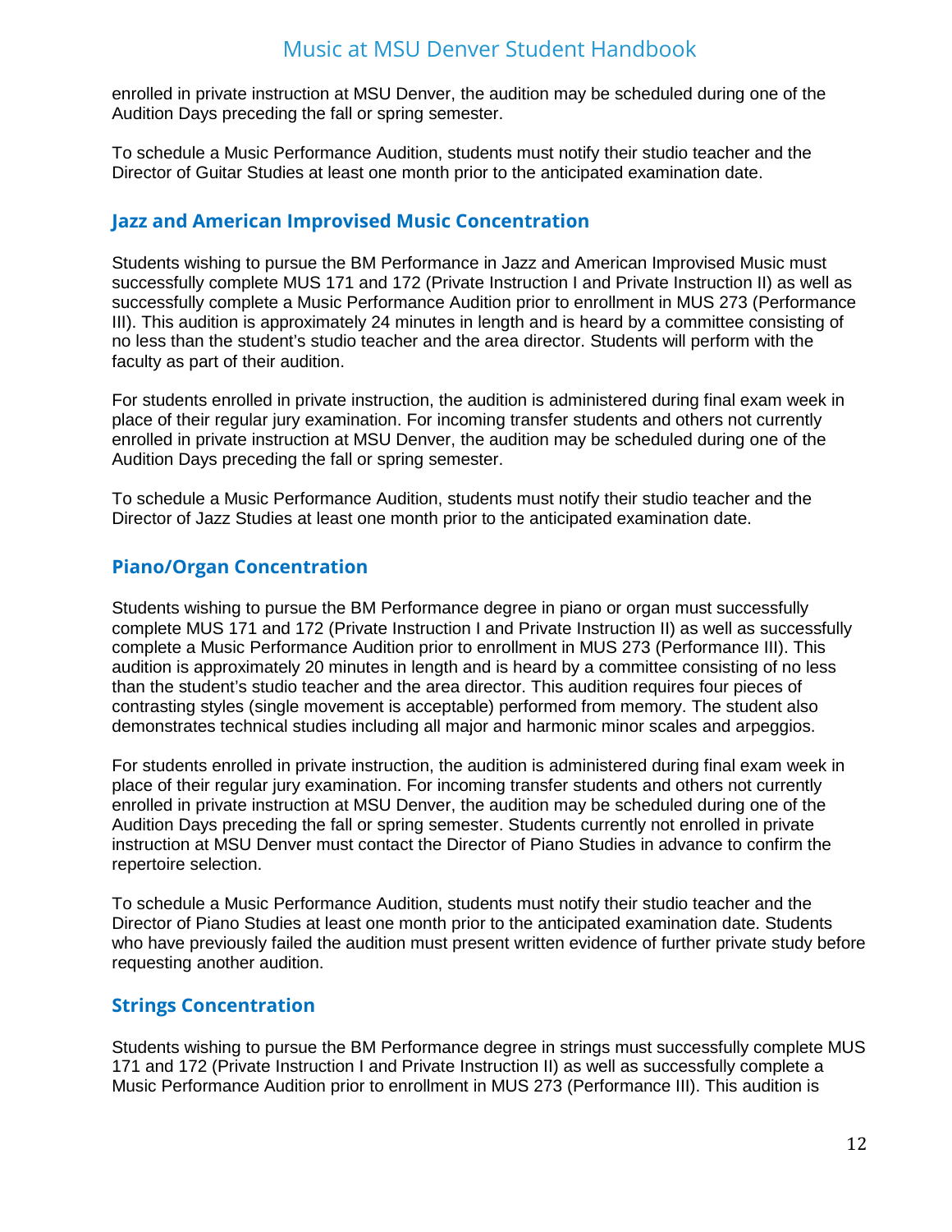enrolled in private instruction at MSU Denver, the audition may be scheduled during one of the Audition Days preceding the fall or spring semester.

To schedule a Music Performance Audition, students must notify their studio teacher and the Director of Guitar Studies at least one month prior to the anticipated examination date.

## Jazz and American Improvised Music Concentration

Students wishing to pursue the BM Performance in Jazz and American Improvised Music must successfully complete MUS 171 and 172 (Private Instruction I and Private Instruction II) as well as successfully complete a Music Performance Audition prior to enrollment in MUS 273 (Performance III). This audition is approximately 24 minutes in length and is heard by a committee consisting of no less than the student's studio teacher and the area director. Students will perform with the faculty as part of their audition.

For students enrolled in private instruction, the audition is administered during final exam week in place of their regular jury examination. For incoming transfer students and others not currently enrolled in private instruction at MSU Denver, the audition may be scheduled during one of the Audition Days preceding the fall or spring semester.

To schedule a Music Performance Audition, students must notify their studio teacher and the Director of Jazz Studies at least one month prior to the anticipated examination date.

## Piano/Organ Concentration

Students wishing to pursue the BM Performance degree in piano or organ must successfully complete MUS 171 and 172 (Private Instruction I and Private Instruction II) as well as successfully complete a Music Performance Audition prior to enrollment in MUS 273 (Performance III). This audition is approximately 20 minutes in length and is heard by a committee consisting of no less than the student's studio teacher and the area director. This audition requires four pieces of contrasting styles (single movement is acceptable) performed from memory. The student also demonstrates technical studies including all major and harmonic minor scales and arpeggios.

For students enrolled in private instruction, the audition is administered during final exam week in place of their regular jury examination. For incoming transfer students and others not currently enrolled in private instruction at MSU Denver, the audition may be scheduled during one of the Audition Days preceding the fall or spring semester. Students currently not enrolled in private instruction at MSU Denver must contact the Director of Piano Studies in advance to confirm the repertoire selection.

To schedule a Music Performance Audition, students must notify their studio teacher and the Director of Piano Studies at least one month prior to the anticipated examination date. Students who have previously failed the audition must present written evidence of further private study before requesting another audition.

## Strings Concentration

Students wishing to pursue the BM Performance degree in strings must successfully complete MUS 171 and 172 (Private Instruction I and Private Instruction II) as well as successfully complete a Music Performance Audition prior to enrollment in MUS 273 (Performance III). This audition is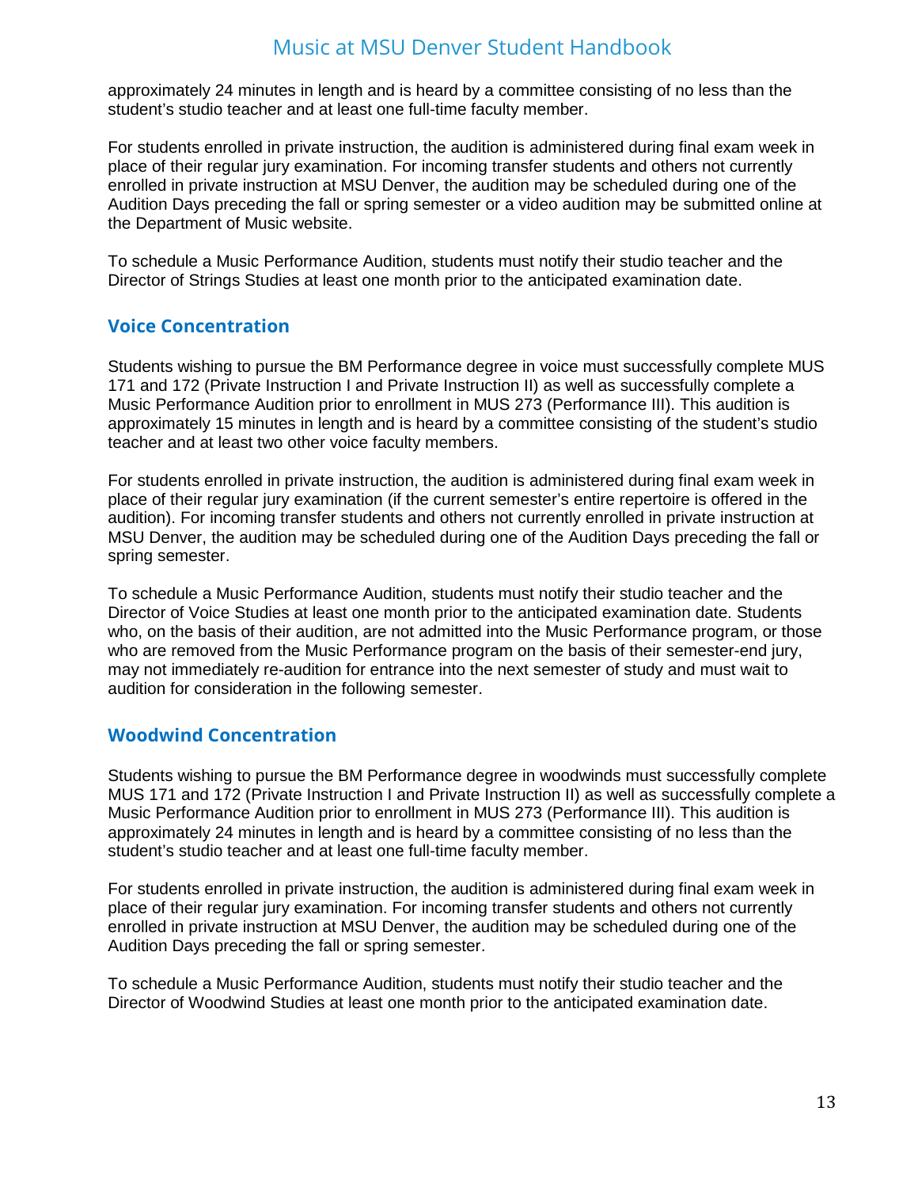approximately 24 minutes in length and is heard by a committee consisting of no less than the student's studio teacher and at least one full-time faculty member.

For students enrolled in private instruction, the audition is administered during final exam week in place of their regular jury examination. For incoming transfer students and others not currently enrolled in private instruction at MSU Denver, the audition may be scheduled during one of the Audition Days preceding the fall or spring semester or a video audition may be submitted online at the Department of Music website.

To schedule a Music Performance Audition, students must notify their studio teacher and the Director of Strings Studies at least one month prior to the anticipated examination date.

### Voice Concentration

Students wishing to pursue the BM Performance degree in voice must successfully complete MUS 171 and 172 (Private Instruction I and Private Instruction II) as well as successfully complete a Music Performance Audition prior to enrollment in MUS 273 (Performance III). This audition is approximately 15 minutes in length and is heard by a committee consisting of the student's studio teacher and at least two other voice faculty members.

For students enrolled in private instruction, the audition is administered during final exam week in place of their regular jury examination (if the current semester's entire repertoire is offered in the audition). For incoming transfer students and others not currently enrolled in private instruction at MSU Denver, the audition may be scheduled during one of the Audition Days preceding the fall or spring semester.

To schedule a Music Performance Audition, students must notify their studio teacher and the Director of Voice Studies at least one month prior to the anticipated examination date. Students who, on the basis of their audition, are not admitted into the Music Performance program, or those who are removed from the Music Performance program on the basis of their semester-end jury, may not immediately re-audition for entrance into the next semester of study and must wait to audition for consideration in the following semester.

### Woodwind Concentration

Students wishing to pursue the BM Performance degree in woodwinds must successfully complete MUS 171 and 172 (Private Instruction I and Private Instruction II) as well as successfully complete a Music Performance Audition prior to enrollment in MUS 273 (Performance III). This audition is approximately 24 minutes in length and is heard by a committee consisting of no less than the student's studio teacher and at least one full-time faculty member.

For students enrolled in private instruction, the audition is administered during final exam week in place of their regular jury examination. For incoming transfer students and others not currently enrolled in private instruction at MSU Denver, the audition may be scheduled during one of the Audition Days preceding the fall or spring semester.

To schedule a Music Performance Audition, students must notify their studio teacher and the Director of Woodwind Studies at least one month prior to the anticipated examination date.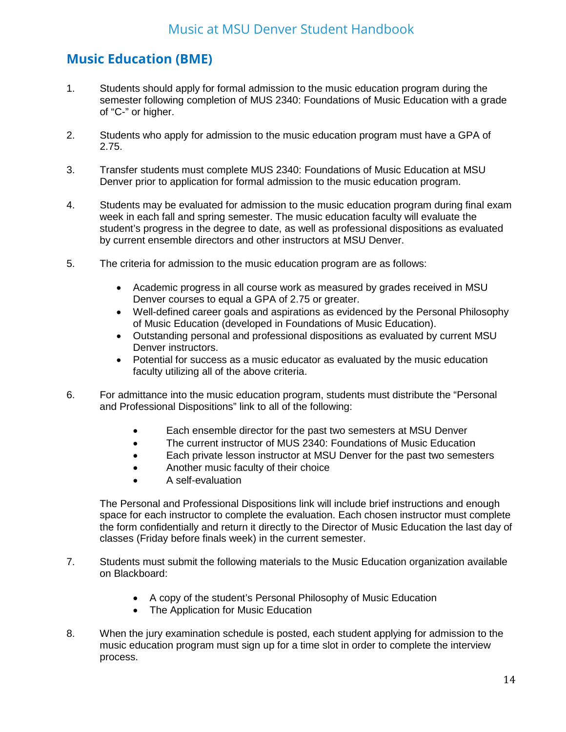## Music Education (BME)

1. Students should apply for formal admission to the music education program during the semester following completion of MUS 2340: Foundations of Music Education with a grade of “C-” or higher.

2. Students who apply for admission to the music education program must have a GPA of 2.75.

3. Transfer students must complete MUS 2340: Foundations of Music Education at MSU Denver prior to application for formal admission to the music education program.

4. Students may be evaluated for admission to the music education program during final exam week in each fall and spring semester. The music education faculty will evaluate the student’s progress in the degree to date, as well as professional dispositions as evaluated by current ensemble directors and other instructors at MSU Denver.

5. The criteria for admission to the music education program are as follows:

   - Academic progress in all course work as measured by grades received in MSU Denver courses to equal a GPA of 2.75 or greater.
   - Well-defined career goals and aspirations as evidenced by the Personal Philosophy of Music Education (developed in Foundations of Music Education).
   - Outstanding personal and professional dispositions as evaluated by current MSU Denver instructors.
   - Potential for success as a music educator as evaluated by the music education faculty utilizing all of the above criteria.

6. For admittance into the music education program, students must distribute the “Personal and Professional Dispositions” link to all of the following:

   - Each ensemble director for the past two semesters at MSU Denver
   - The current instructor of MUS 2340: Foundations of Music Education
   - Each private lesson instructor at MSU Denver for the past two semesters
   - Another music faculty of their choice
   - A self-evaluation

   The Personal and Professional Dispositions link will include brief instructions and enough space for each instructor to complete the evaluation. Each chosen instructor must complete the form confidentially and return it directly to the Director of Music Education the last day of classes (Friday before finals week) in the current semester.

7. Students must submit the following materials to the Music Education organization available on Blackboard:

   - A copy of the student’s Personal Philosophy of Music Education
   - The Application for Music Education

8. When the jury examination schedule is posted, each student applying for admission to the music education program must sign up for a time slot in order to complete the interview process.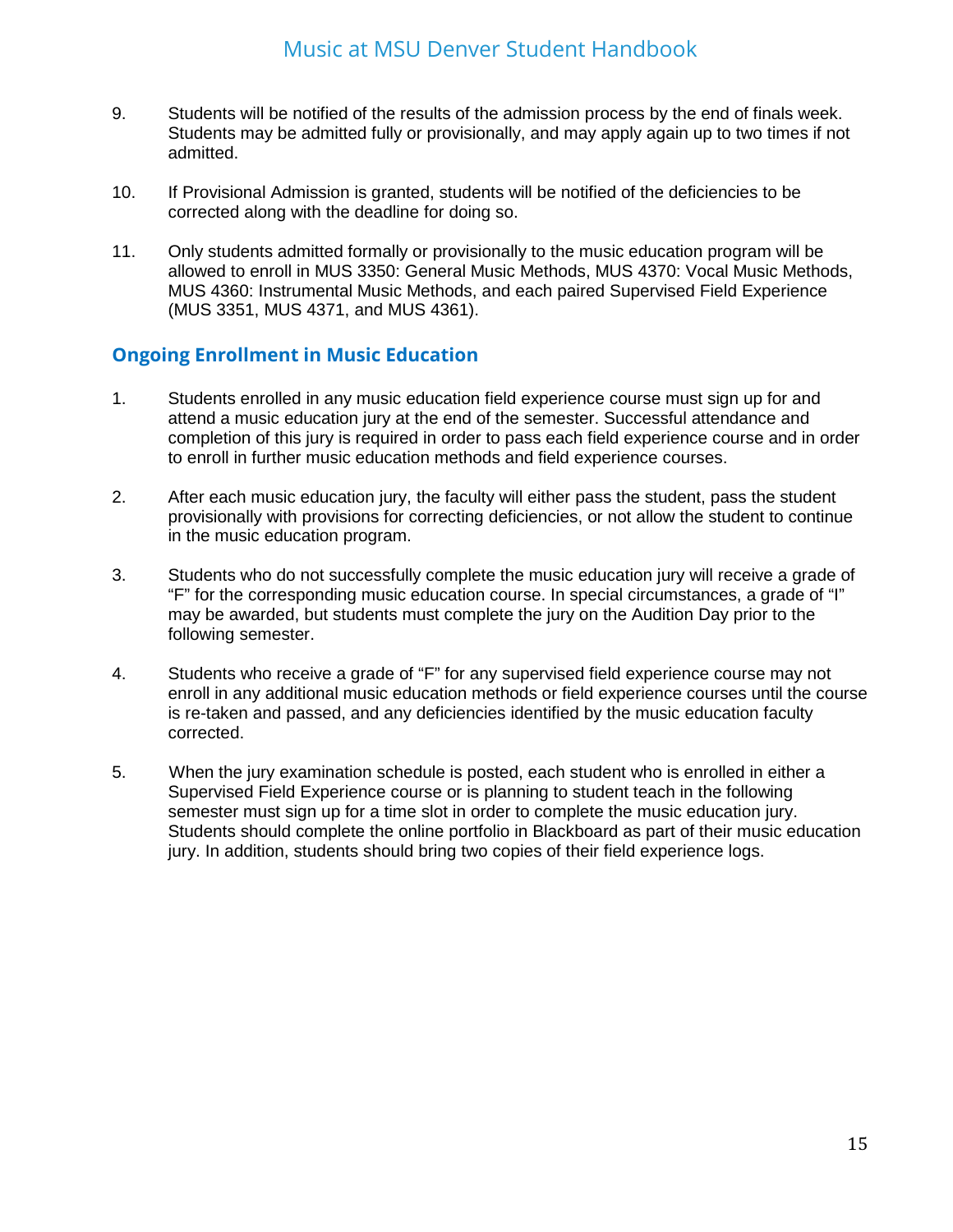9. Students will be notified of the results of the admission process by the end of finals week. Students may be admitted fully or provisionally, and may apply again up to two times if not admitted.

10. If Provisional Admission is granted, students will be notified of the deficiencies to be corrected along with the deadline for doing so.

11. Only students admitted formally or provisionally to the music education program will be allowed to enroll in MUS 3350: General Music Methods, MUS 4370: Vocal Music Methods, MUS 4360: Instrumental Music Methods, and each paired Supervised Field Experience (MUS 3351, MUS 4371, and MUS 4361).

## Ongoing Enrollment in Music Education

1. Students enrolled in any music education field experience course must sign up for and attend a music education jury at the end of the semester. Successful attendance and completion of this jury is required in order to pass each field experience course and in order to enroll in further music education methods and field experience courses.

2. After each music education jury, the faculty will either pass the student, pass the student provisionally with provisions for correcting deficiencies, or not allow the student to continue in the music education program.

3. Students who do not successfully complete the music education jury will receive a grade of "F" for the corresponding music education course. In special circumstances, a grade of "I" may be awarded, but students must complete the jury on the Audition Day prior to the following semester.

4. Students who receive a grade of "F" for any supervised field experience course may not enroll in any additional music education methods or field experience courses until the course is re-taken and passed, and any deficiencies identified by the music education faculty corrected.

5. When the jury examination schedule is posted, each student who is enrolled in either a Supervised Field Experience course or is planning to student teach in the following semester must sign up for a time slot in order to complete the music education jury. Students should complete the online portfolio in Blackboard as part of their music education jury. In addition, students should bring two copies of their field experience logs.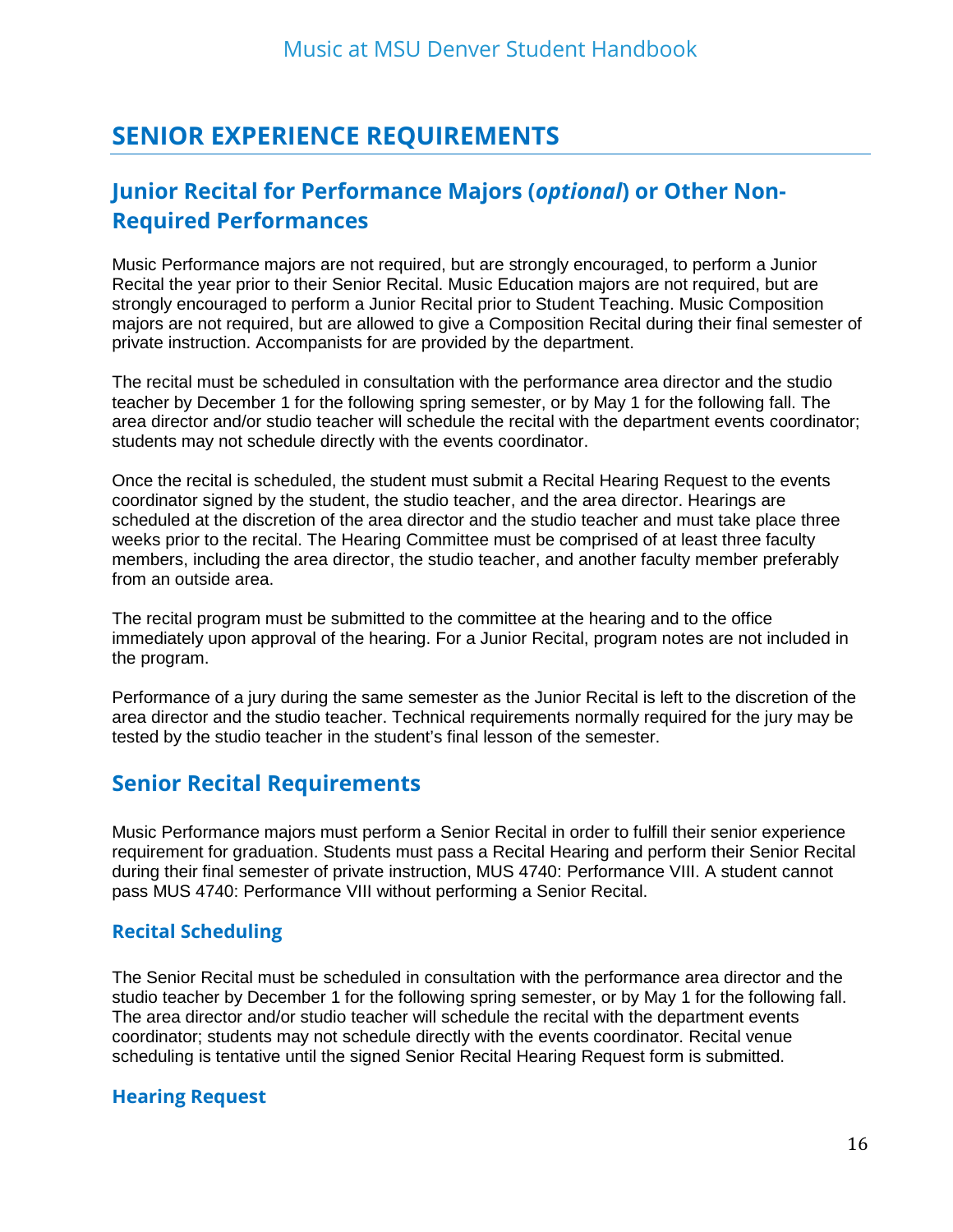# SENIOR EXPERIENCE REQUIREMENTS

## Junior Recital for Performance Majors (*optional*) or Other Non-Required Performances

Music Performance majors are not required, but are strongly encouraged, to perform a Junior Recital the year prior to their Senior Recital. Music Education majors are not required, but are strongly encouraged to perform a Junior Recital prior to Student Teaching. Music Composition majors are not required, but are allowed to give a Composition Recital during their final semester of private instruction. Accompanists for are provided by the department.

The recital must be scheduled in consultation with the performance area director and the studio teacher by December 1 for the following spring semester, or by May 1 for the following fall. The area director and/or studio teacher will schedule the recital with the department events coordinator; students may not schedule directly with the events coordinator.

Once the recital is scheduled, the student must submit a Recital Hearing Request to the events coordinator signed by the student, the studio teacher, and the area director. Hearings are scheduled at the discretion of the area director and the studio teacher and must take place three weeks prior to the recital. The Hearing Committee must be comprised of at least three faculty members, including the area director, the studio teacher, and another faculty member preferably from an outside area.

The recital program must be submitted to the committee at the hearing and to the office immediately upon approval of the hearing. For a Junior Recital, program notes are not included in the program.

Performance of a jury during the same semester as the Junior Recital is left to the discretion of the area director and the studio teacher. Technical requirements normally required for the jury may be tested by the studio teacher in the student's final lesson of the semester.

## Senior Recital Requirements

Music Performance majors must perform a Senior Recital in order to fulfill their senior experience requirement for graduation. Students must pass a Recital Hearing and perform their Senior Recital during their final semester of private instruction, MUS 4740: Performance VIII. A student cannot pass MUS 4740: Performance VIII without performing a Senior Recital.

### Recital Scheduling

The Senior Recital must be scheduled in consultation with the performance area director and the studio teacher by December 1 for the following spring semester, or by May 1 for the following fall. The area director and/or studio teacher will schedule the recital with the department events coordinator; students may not schedule directly with the events coordinator. Recital venue scheduling is tentative until the signed Senior Recital Hearing Request form is submitted.

### Hearing Request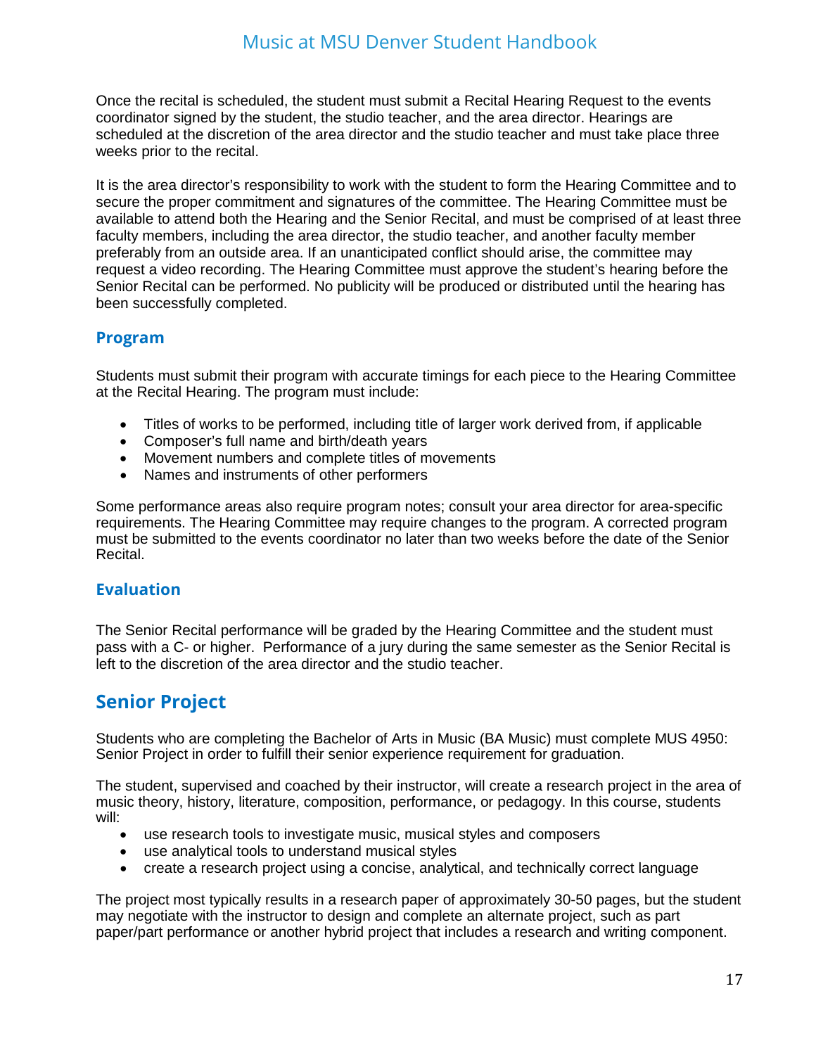Once the recital is scheduled, the student must submit a Recital Hearing Request to the events coordinator signed by the student, the studio teacher, and the area director. Hearings are scheduled at the discretion of the area director and the studio teacher and must take place three weeks prior to the recital.

It is the area director's responsibility to work with the student to form the Hearing Committee and to secure the proper commitment and signatures of the committee. The Hearing Committee must be available to attend both the Hearing and the Senior Recital, and must be comprised of at least three faculty members, including the area director, the studio teacher, and another faculty member preferably from an outside area. If an unanticipated conflict should arise, the committee may request a video recording. The Hearing Committee must approve the student's hearing before the Senior Recital can be performed. No publicity will be produced or distributed until the hearing has been successfully completed.

### Program

Students must submit their program with accurate timings for each piece to the Hearing Committee at the Recital Hearing. The program must include:

- Titles of works to be performed, including title of larger work derived from, if applicable
- Composer's full name and birth/death years
- Movement numbers and complete titles of movements
- Names and instruments of other performers

Some performance areas also require program notes; consult your area director for area-specific requirements. The Hearing Committee may require changes to the program. A corrected program must be submitted to the events coordinator no later than two weeks before the date of the Senior Recital.

### Evaluation

The Senior Recital performance will be graded by the Hearing Committee and the student must pass with a C- or higher. Performance of a jury during the same semester as the Senior Recital is left to the discretion of the area director and the studio teacher.

## Senior Project

Students who are completing the Bachelor of Arts in Music (BA Music) must complete MUS 4950: Senior Project in order to fulfill their senior experience requirement for graduation.

The student, supervised and coached by their instructor, will create a research project in the area of music theory, history, literature, composition, performance, or pedagogy. In this course, students will:

- use research tools to investigate music, musical styles and composers
- use analytical tools to understand musical styles
- create a research project using a concise, analytical, and technically correct language

The project most typically results in a research paper of approximately 30-50 pages, but the student may negotiate with the instructor to design and complete an alternate project, such as part paper/part performance or another hybrid project that includes a research and writing component.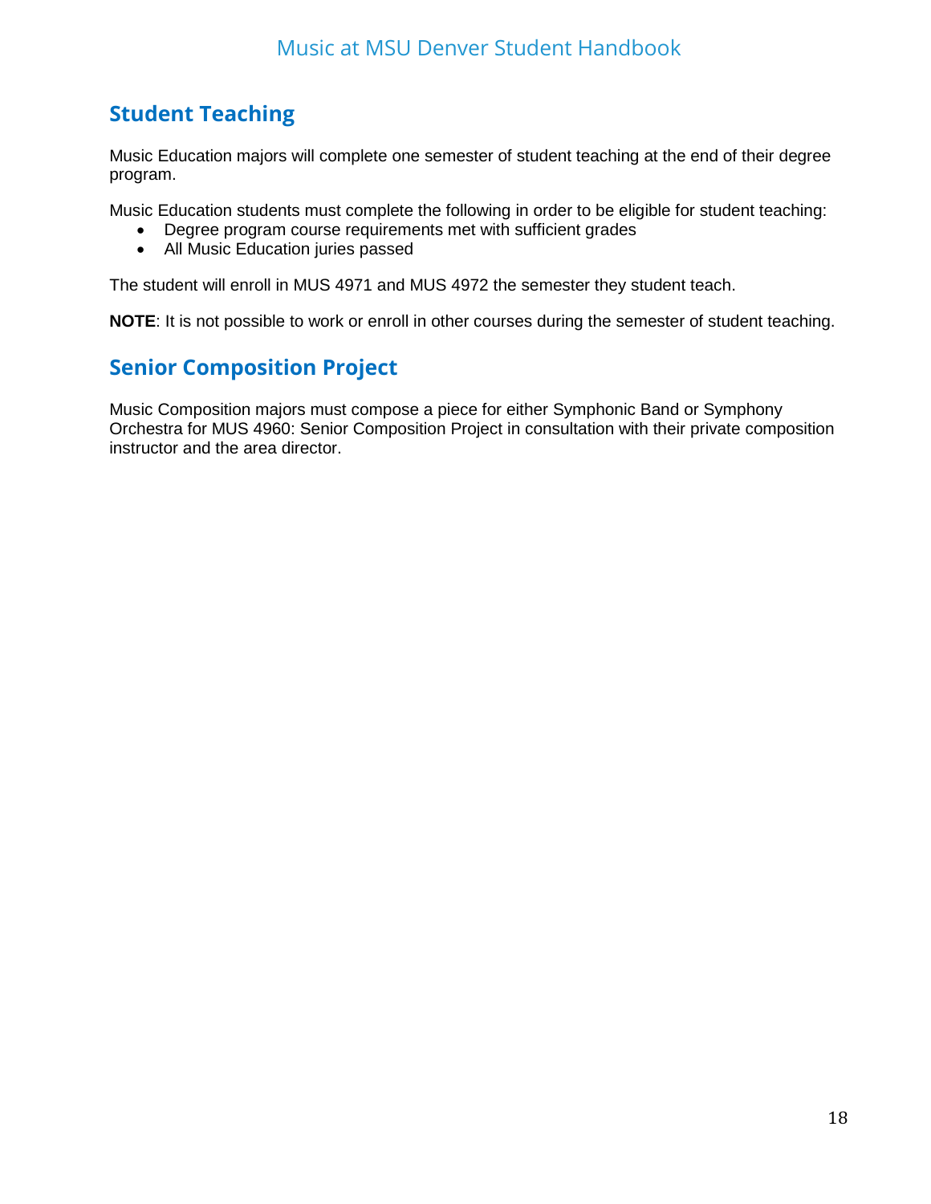## Student Teaching

Music Education majors will complete one semester of student teaching at the end of their degree program.

Music Education students must complete the following in order to be eligible for student teaching:

- Degree program course requirements met with sufficient grades
- All Music Education juries passed

The student will enroll in MUS 4971 and MUS 4972 the semester they student teach.

**NOTE**: It is not possible to work or enroll in other courses during the semester of student teaching.

## Senior Composition Project

Music Composition majors must compose a piece for either Symphonic Band or Symphony Orchestra for MUS 4960: Senior Composition Project in consultation with their private composition instructor and the area director.